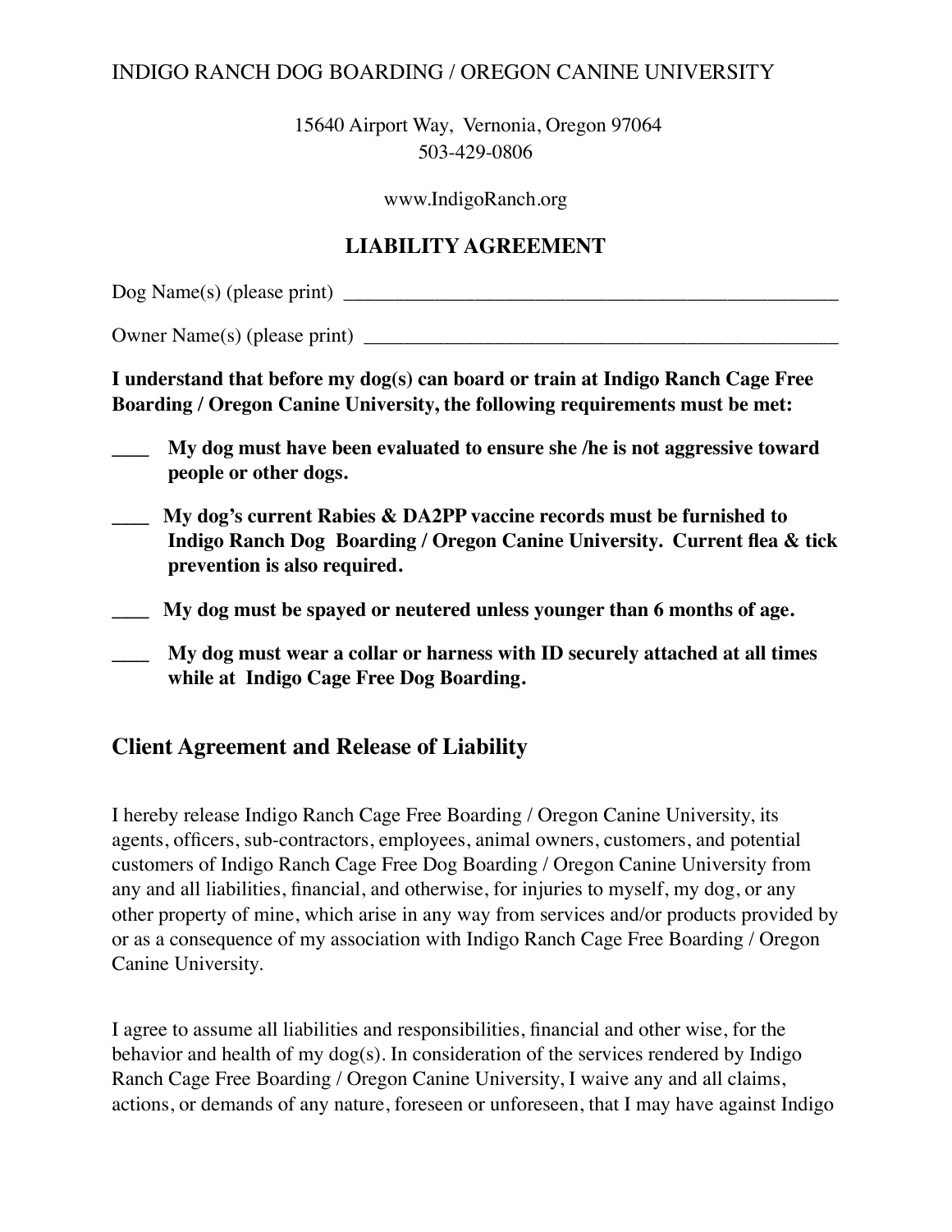INDIGO RANCH DOG BOARDING / OREGON CANINE UNIVERSITY

15640 Airport Way, Vernonia, Oregon 97064
503-429-0806

www.IndigoRanch.org

## LIABILITY AGREEMENT

Dog Name(s) (please print) ____________________________________________________

Owner Name(s) (please print) __________________________________________________

**I understand that before my dog(s) can board or train at Indigo Ranch Cage Free Boarding / Oregon Canine University, the following requirements must be met:**

**____ My dog must have been evaluated to ensure she /he is not aggressive toward people or other dogs.**

**____ My dog's current Rabies & DA2PP vaccine records must be furnished to Indigo Ranch Dog Boarding / Oregon Canine University. Current flea & tick prevention is also required.**

**____ My dog must be spayed or neutered unless younger than 6 months of age.**

**____ My dog must wear a collar or harness with ID securely attached at all times while at Indigo Cage Free Dog Boarding.**

## Client Agreement and Release of Liability

I hereby release Indigo Ranch Cage Free Boarding / Oregon Canine University, its agents, officers, sub-contractors, employees, animal owners, customers, and potential customers of Indigo Ranch Cage Free Dog Boarding / Oregon Canine University from any and all liabilities, financial, and otherwise, for injuries to myself, my dog, or any other property of mine, which arise in any way from services and/or products provided by or as a consequence of my association with Indigo Ranch Cage Free Boarding / Oregon Canine University.

I agree to assume all liabilities and responsibilities, financial and other wise, for the behavior and health of my dog(s). In consideration of the services rendered by Indigo Ranch Cage Free Boarding / Oregon Canine University, I waive any and all claims, actions, or demands of any nature, foreseen or unforeseen, that I may have against Indigo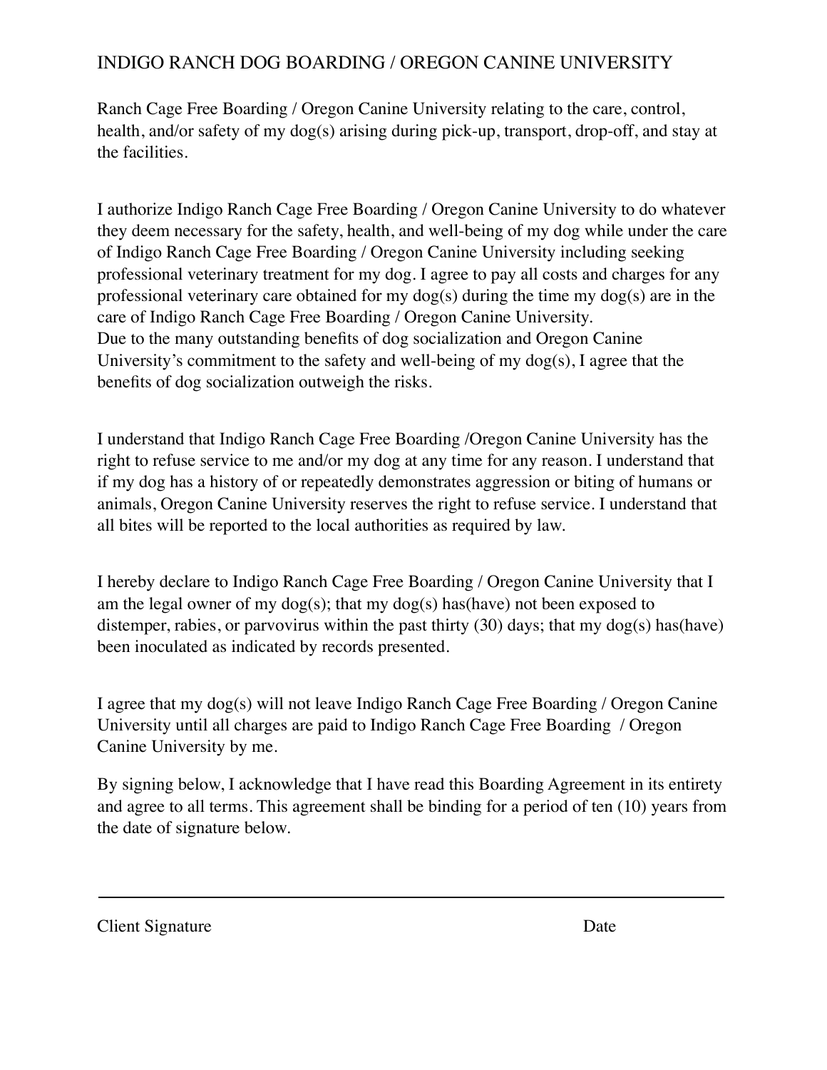INDIGO RANCH DOG BOARDING / OREGON CANINE UNIVERSITY

Ranch Cage Free Boarding / Oregon Canine University relating to the care, control, health, and/or safety of my dog(s) arising during pick-up, transport, drop-off, and stay at the facilities.

I authorize Indigo Ranch Cage Free Boarding / Oregon Canine University to do whatever they deem necessary for the safety, health, and well-being of my dog while under the care of Indigo Ranch Cage Free Boarding / Oregon Canine University including seeking professional veterinary treatment for my dog. I agree to pay all costs and charges for any professional veterinary care obtained for my dog(s) during the time my dog(s) are in the care of Indigo Ranch Cage Free Boarding / Oregon Canine University.
Due to the many outstanding benefits of dog socialization and Oregon Canine University's commitment to the safety and well-being of my dog(s), I agree that the benefits of dog socialization outweigh the risks.

I understand that Indigo Ranch Cage Free Boarding /Oregon Canine University has the right to refuse service to me and/or my dog at any time for any reason. I understand that if my dog has a history of or repeatedly demonstrates aggression or biting of humans or animals, Oregon Canine University reserves the right to refuse service. I understand that all bites will be reported to the local authorities as required by law.

I hereby declare to Indigo Ranch Cage Free Boarding / Oregon Canine University that I am the legal owner of my dog(s); that my dog(s) has(have) not been exposed to distemper, rabies, or parvovirus within the past thirty (30) days; that my dog(s) has(have) been inoculated as indicated by records presented.

I agree that my dog(s) will not leave Indigo Ranch Cage Free Boarding / Oregon Canine University until all charges are paid to Indigo Ranch Cage Free Boarding / Oregon Canine University by me.

By signing below, I acknowledge that I have read this Boarding Agreement in its entirety and agree to all terms. This agreement shall be binding for a period of ten (10) years from the date of signature below.

Client Signature Date